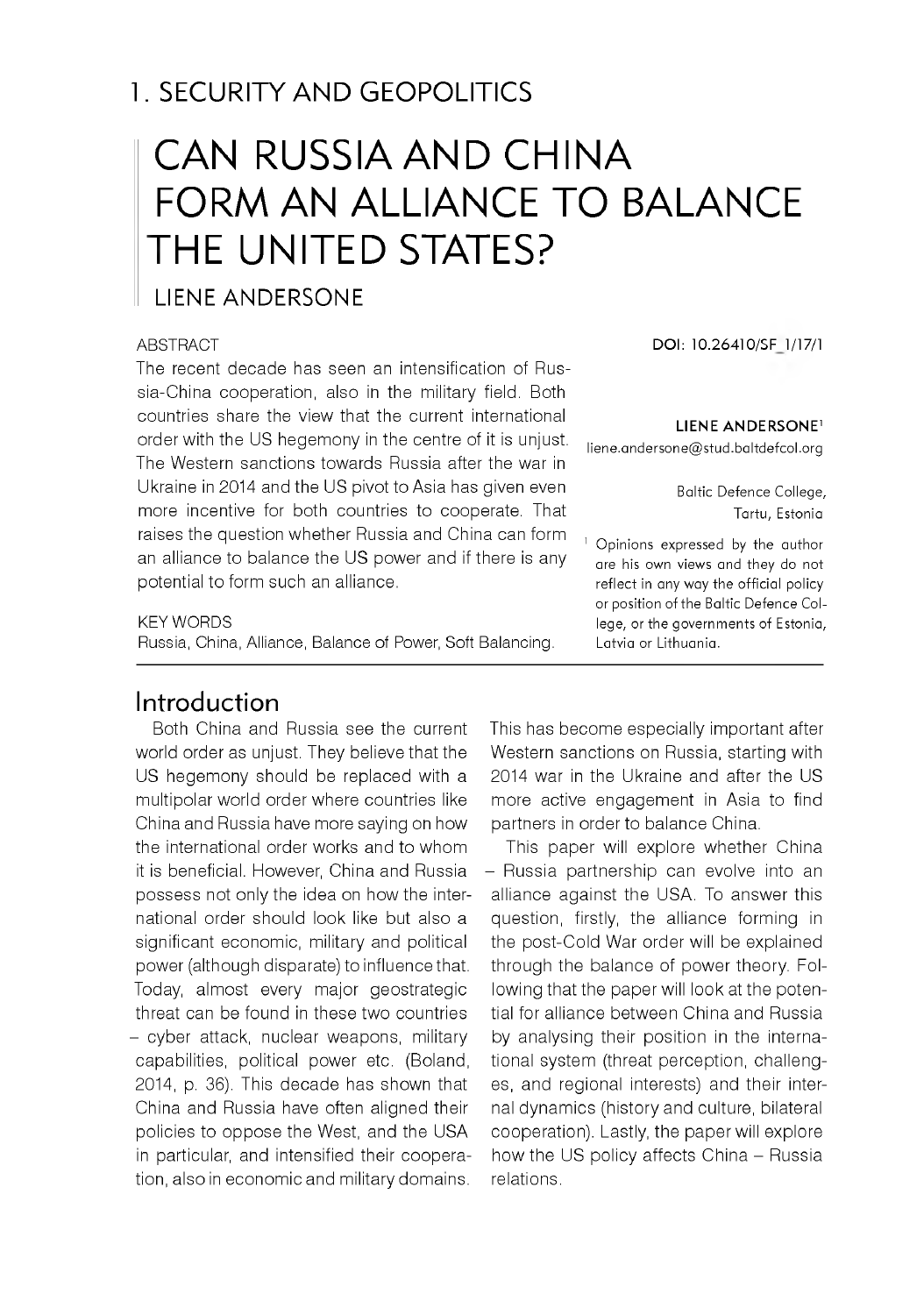# 1. SECURITY AND GEOPOLITICS

# CAN RUSSIA AND CHINA FORM AN ALLIANCE TO BALANCE THE UNITED STATES?

## LIENE ANDERSONE

DOI: 10.26410/SF_1/17/1

**LIENE ANDERSONE**[1]
liene.andersone@stud.baltdefcol.org

Baltic Defence College,
Tartu, Estonia

[1] Opinions expressed by the author are his own views and they do not reflect in any way the official policy or position of the Baltic Defence College, or the governments of Estonia, Latvia or Lithuania.

ABSTRACT

The recent decade has seen an intensification of Russia-China cooperation, also in the military field. Both countries share the view that the current international order with the US hegemony in the centre of it is unjust. The Western sanctions towards Russia after the war in Ukraine in 2014 and the US pivot to Asia has given even more incentive for both countries to cooperate. That raises the question whether Russia and China can form an alliance to balance the US power and if there is any potential to form such an alliance.

KEY WORDS

Russia, China, Alliance, Balance of Power, Soft Balancing.

## Introduction

Both China and Russia see the current world order as unjust. They believe that the US hegemony should be replaced with a multipolar world order where countries like China and Russia have more saying on how the international order works and to whom it is beneficial. However, China and Russia possess not only the idea on how the international order should look like but also a significant economic, military and political power (although disparate) to influence that. Today, almost every major geostrategic threat can be found in these two countries – cyber attack, nuclear weapons, military capabilities, political power etc. (Boland, 2014, p. 36). This decade has shown that China and Russia have often aligned their policies to oppose the West, and the USA in particular, and intensified their cooperation, also in economic and military domains. This has become especially important after Western sanctions on Russia, starting with 2014 war in the Ukraine and after the US more active engagement in Asia to find partners in order to balance China.

This paper will explore whether China – Russia partnership can evolve into an alliance against the USA. To answer this question, firstly, the alliance forming in the post-Cold War order will be explained through the balance of power theory. Following that the paper will look at the potential for alliance between China and Russia by analysing their position in the international system (threat perception, challenges, and regional interests) and their internal dynamics (history and culture, bilateral cooperation). Lastly, the paper will explore how the US policy affects China – Russia relations.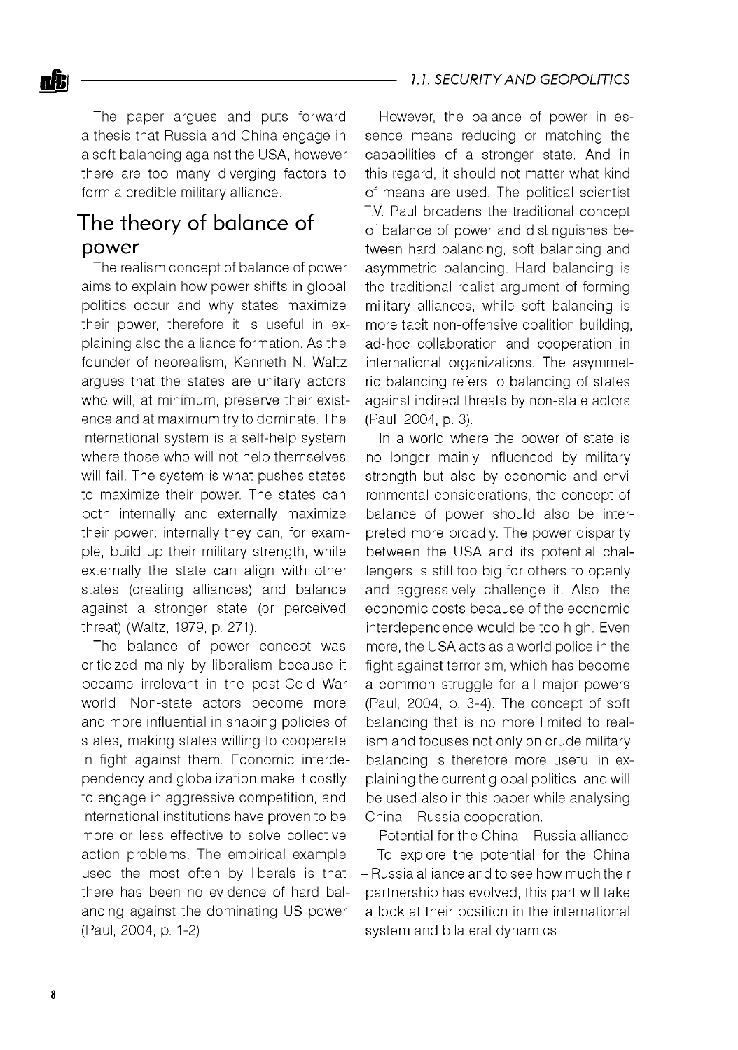The paper argues and puts forward a thesis that Russia and China engage in a soft balancing against the USA, however there are too many diverging factors to form a credible military alliance.

## The theory of balance of power

The realism concept of balance of power aims to explain how power shifts in global politics occur and why states maximize their power, therefore it is useful in explaining also the alliance formation. As the founder of neorealism, Kenneth N. Waltz argues that the states are unitary actors who will, at minimum, preserve their existence and at maximum try to dominate. The international system is a self-help system where those who will not help themselves will fail. The system is what pushes states to maximize their power. The states can both internally and externally maximize their power: internally they can, for example, build up their military strength, while externally the state can align with other states (creating alliances) and balance against a stronger state (or perceived threat) (Waltz, 1979, p. 271).

The balance of power concept was criticized mainly by liberalism because it became irrelevant in the post-Cold War world. Non-state actors become more and more influential in shaping policies of states, making states willing to cooperate in fight against them. Economic interdependency and globalization make it costly to engage in aggressive competition, and international institutions have proven to be more or less effective to solve collective action problems. The empirical example used the most often by liberals is that there has been no evidence of hard balancing against the dominating US power (Paul, 2004, p. 1-2).

However, the balance of power in essence means reducing or matching the capabilities of a stronger state. And in this regard, it should not matter what kind of means are used. The political scientist T.V. Paul broadens the traditional concept of balance of power and distinguishes between hard balancing, soft balancing and asymmetric balancing. Hard balancing is the traditional realist argument of forming military alliances, while soft balancing is more tacit non-offensive coalition building, ad-hoc collaboration and cooperation in international organizations. The asymmetric balancing refers to balancing of states against indirect threats by non-state actors (Paul, 2004, p. 3).

In a world where the power of state is no longer mainly influenced by military strength but also by economic and environmental considerations, the concept of balance of power should also be interpreted more broadly. The power disparity between the USA and its potential challengers is still too big for others to openly and aggressively challenge it. Also, the economic costs because of the economic interdependence would be too high. Even more, the USA acts as a world police in the fight against terrorism, which has become a common struggle for all major powers (Paul, 2004, p. 3-4). The concept of soft balancing that is no more limited to realism and focuses not only on crude military balancing is therefore more useful in explaining the current global politics, and will be used also in this paper while analysing China – Russia cooperation.

Potential for the China – Russia alliance

To explore the potential for the China – Russia alliance and to see how much their partnership has evolved, this part will take a look at their position in the international system and bilateral dynamics.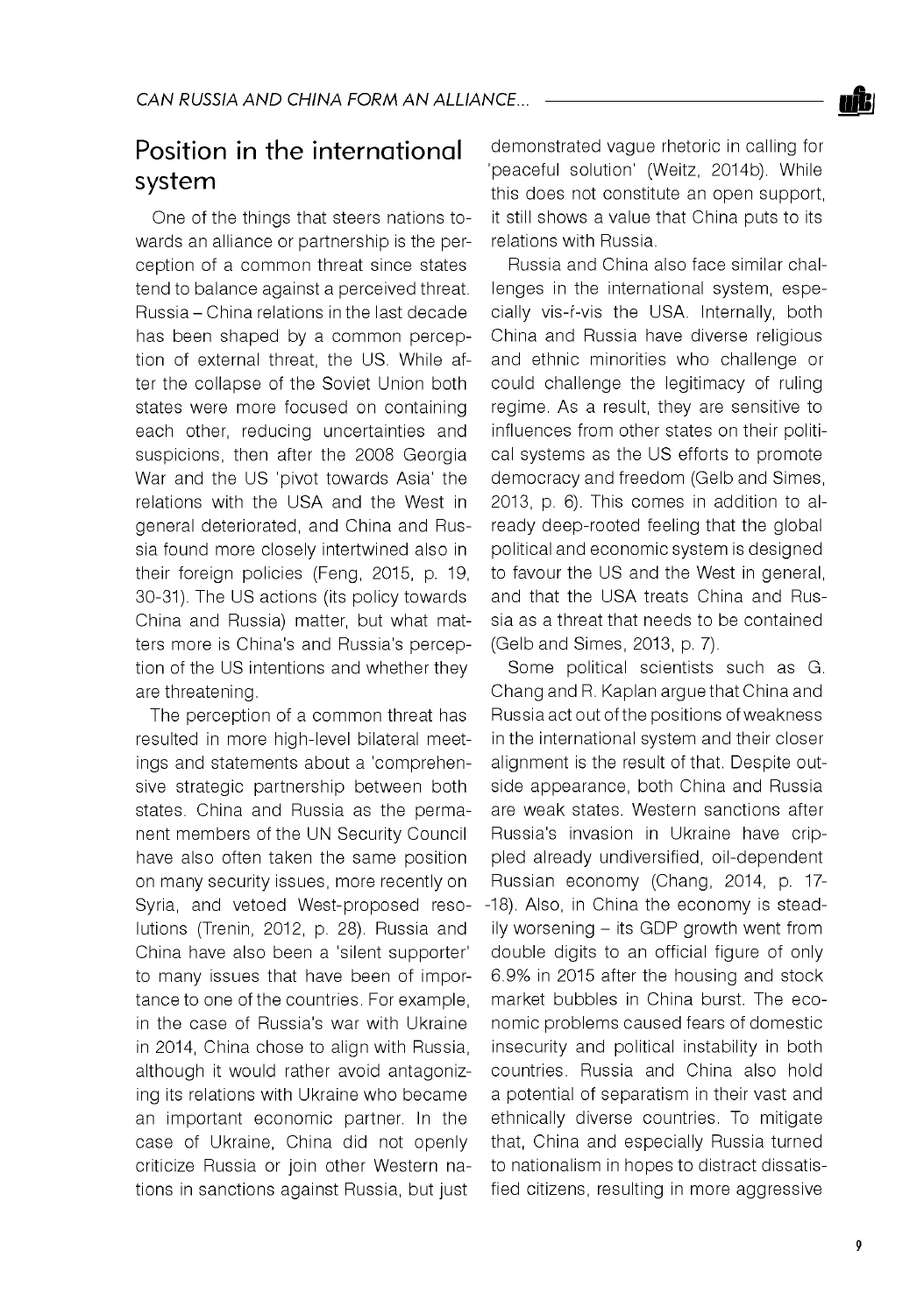## Position in the international system

One of the things that steers nations towards an alliance or partnership is the perception of a common threat since states tend to balance against a perceived threat. Russia – China relations in the last decade has been shaped by a common perception of external threat, the US. While after the collapse of the Soviet Union both states were more focused on containing each other, reducing uncertainties and suspicions, then after the 2008 Georgia War and the US 'pivot towards Asia' the relations with the USA and the West in general deteriorated, and China and Russia found more closely intertwined also in their foreign policies (Feng, 2015, p. 19, 30-31). The US actions (its policy towards China and Russia) matter, but what matters more is China's and Russia's perception of the US intentions and whether they are threatening.

The perception of a common threat has resulted in more high-level bilateral meetings and statements about a 'comprehensive strategic partnership between both states. China and Russia as the permanent members of the UN Security Council have also often taken the same position on many security issues, more recently on Syria, and vetoed West-proposed resolutions (Trenin, 2012, p. 28). Russia and China have also been a 'silent supporter' to many issues that have been of importance to one of the countries. For example, in the case of Russia's war with Ukraine in 2014, China chose to align with Russia, although it would rather avoid antagonizing its relations with Ukraine who became an important economic partner. In the case of Ukraine, China did not openly criticize Russia or join other Western nations in sanctions against Russia, but just demonstrated vague rhetoric in calling for 'peaceful solution' (Weitz, 2014b). While this does not constitute an open support, it still shows a value that China puts to its relations with Russia.

Russia and China also face similar challenges in the international system, especially vis-ŕ-vis the USA. Internally, both China and Russia have diverse religious and ethnic minorities who challenge or could challenge the legitimacy of ruling regime. As a result, they are sensitive to influences from other states on their political systems as the US efforts to promote democracy and freedom (Gelb and Simes, 2013, p. 6). This comes in addition to already deep-rooted feeling that the global political and economic system is designed to favour the US and the West in general, and that the USA treats China and Russia as a threat that needs to be contained (Gelb and Simes, 2013, p. 7).

Some political scientists such as G. Chang and R. Kaplan argue that China and Russia act out of the positions of weakness in the international system and their closer alignment is the result of that. Despite outside appearance, both China and Russia are weak states. Western sanctions after Russia's invasion in Ukraine have crippled already undiversified, oil-dependent Russian economy (Chang, 2014, p. 17-18). Also, in China the economy is steadily worsening – its GDP growth went from double digits to an official figure of only 6.9% in 2015 after the housing and stock market bubbles in China burst. The economic problems caused fears of domestic insecurity and political instability in both countries. Russia and China also hold a potential of separatism in their vast and ethnically diverse countries. To mitigate that, China and especially Russia turned to nationalism in hopes to distract dissatisfied citizens, resulting in more aggressive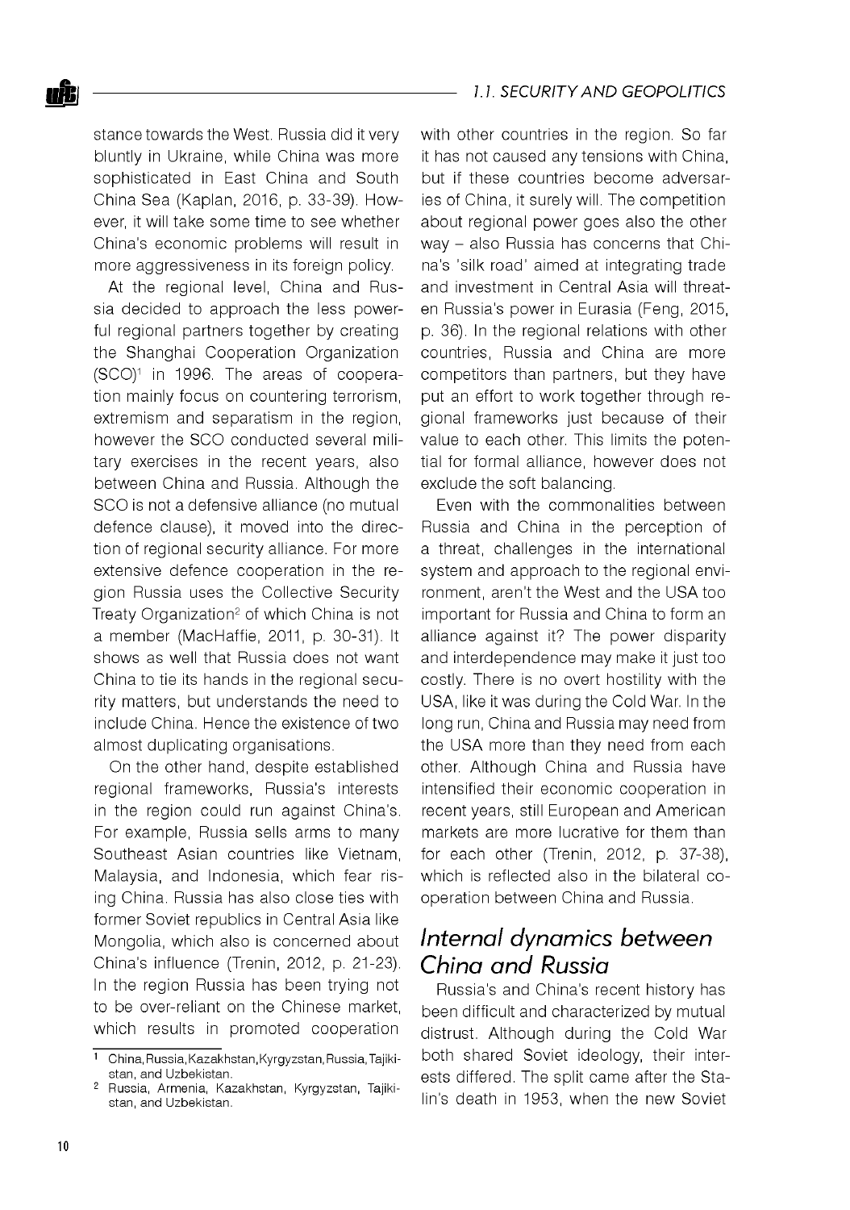stance towards the West. Russia did it very bluntly in Ukraine, while China was more sophisticated in East China and South China Sea (Kaplan, 2016, p. 33-39). However, it will take some time to see whether China's economic problems will result in more aggressiveness in its foreign policy.

At the regional level, China and Russia decided to approach the less powerful regional partners together by creating the Shanghai Cooperation Organization (SCO)[1] in 1996. The areas of cooperation mainly focus on countering terrorism, extremism and separatism in the region, however the SCO conducted several military exercises in the recent years, also between China and Russia. Although the SCO is not a defensive alliance (no mutual defence clause), it moved into the direction of regional security alliance. For more extensive defence cooperation in the region Russia uses the Collective Security Treaty Organization[2] of which China is not a member (MacHaffie, 2011, p. 30-31). It shows as well that Russia does not want China to tie its hands in the regional security matters, but understands the need to include China. Hence the existence of two almost duplicating organisations.

On the other hand, despite established regional frameworks, Russia's interests in the region could run against China's. For example, Russia sells arms to many Southeast Asian countries like Vietnam, Malaysia, and Indonesia, which fear rising China. Russia has also close ties with former Soviet republics in Central Asia like Mongolia, which also is concerned about China's influence (Trenin, 2012, p. 21-23). In the region Russia has been trying not to be over-reliant on the Chinese market, which results in promoted cooperation with other countries in the region. So far it has not caused any tensions with China, but if these countries become adversaries of China, it surely will. The competition about regional power goes also the other way – also Russia has concerns that China's 'silk road' aimed at integrating trade and investment in Central Asia will threaten Russia's power in Eurasia (Feng, 2015, p. 36). In the regional relations with other countries, Russia and China are more competitors than partners, but they have put an effort to work together through regional frameworks just because of their value to each other. This limits the potential for formal alliance, however does not exclude the soft balancing.

Even with the commonalities between Russia and China in the perception of a threat, challenges in the international system and approach to the regional environment, aren't the West and the USA too important for Russia and China to form an alliance against it? The power disparity and interdependence may make it just too costly. There is no overt hostility with the USA, like it was during the Cold War. In the long run, China and Russia may need from the USA more than they need from each other. Although China and Russia have intensified their economic cooperation in recent years, still European and American markets are more lucrative for them than for each other (Trenin, 2012, p. 37-38), which is reflected also in the bilateral cooperation between China and Russia.

## Internal dynamics between China and Russia

Russia's and China's recent history has been difficult and characterized by mutual distrust. Although during the Cold War both shared Soviet ideology, their interests differed. The split came after the Stalin's death in 1953, when the new Soviet

---

[1] China, Russia, Kazakhstan, Kyrgyzstan, Russia, Tajikistan, and Uzbekistan.

[2] Russia, Armenia, Kazakhstan, Kyrgyzstan, Tajikistan, and Uzbekistan.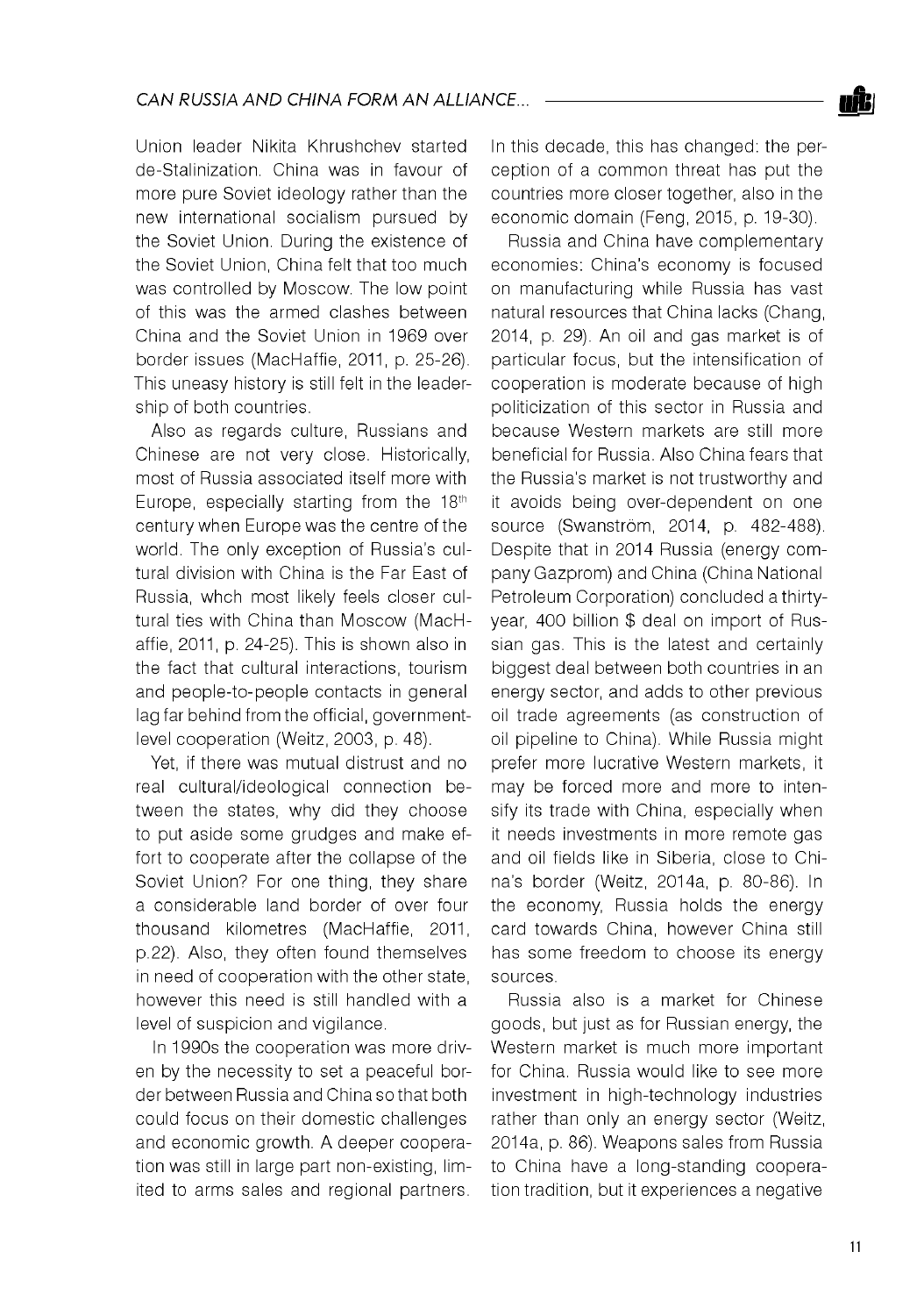Union leader Nikita Khrushchev started de-Stalinization. China was in favour of more pure Soviet ideology rather than the new international socialism pursued by the Soviet Union. During the existence of the Soviet Union, China felt that too much was controlled by Moscow. The low point of this was the armed clashes between China and the Soviet Union in 1969 over border issues (MacHaffie, 2011, p. 25-26). This uneasy history is still felt in the leadership of both countries.

Also as regards culture, Russians and Chinese are not very close. Historically, most of Russia associated itself more with Europe, especially starting from the 18th century when Europe was the centre of the world. The only exception of Russia's cultural division with China is the Far East of Russia, whch most likely feels closer cultural ties with China than Moscow (MacHaffie, 2011, p. 24-25). This is shown also in the fact that cultural interactions, tourism and people-to-people contacts in general lag far behind from the official, government-level cooperation (Weitz, 2003, p. 48).

Yet, if there was mutual distrust and no real cultural/ideological connection between the states, why did they choose to put aside some grudges and make effort to cooperate after the collapse of the Soviet Union? For one thing, they share a considerable land border of over four thousand kilometres (MacHaffie, 2011, p.22). Also, they often found themselves in need of cooperation with the other state, however this need is still handled with a level of suspicion and vigilance.

In 1990s the cooperation was more driven by the necessity to set a peaceful border between Russia and China so that both could focus on their domestic challenges and economic growth. A deeper cooperation was still in large part non-existing, limited to arms sales and regional partners. In this decade, this has changed: the perception of a common threat has put the countries more closer together, also in the economic domain (Feng, 2015, p. 19-30).

Russia and China have complementary economies: China's economy is focused on manufacturing while Russia has vast natural resources that China lacks (Chang, 2014, p. 29). An oil and gas market is of particular focus, but the intensification of cooperation is moderate because of high politicization of this sector in Russia and because Western markets are still more beneficial for Russia. Also China fears that the Russia's market is not trustworthy and it avoids being over-dependent on one source (Swanström, 2014, p. 482-488). Despite that in 2014 Russia (energy company Gazprom) and China (China National Petroleum Corporation) concluded a thirty-year, 400 billion $ deal on import of Russian gas. This is the latest and certainly biggest deal between both countries in an energy sector, and adds to other previous oil trade agreements (as construction of oil pipeline to China). While Russia might prefer more lucrative Western markets, it may be forced more and more to intensify its trade with China, especially when it needs investments in more remote gas and oil fields like in Siberia, close to China's border (Weitz, 2014a, p. 80-86). In the economy, Russia holds the energy card towards China, however China still has some freedom to choose its energy sources.

Russia also is a market for Chinese goods, but just as for Russian energy, the Western market is much more important for China. Russia would like to see more investment in high-technology industries rather than only an energy sector (Weitz, 2014a, p. 86). Weapons sales from Russia to China have a long-standing cooperation tradition, but it experiences a negative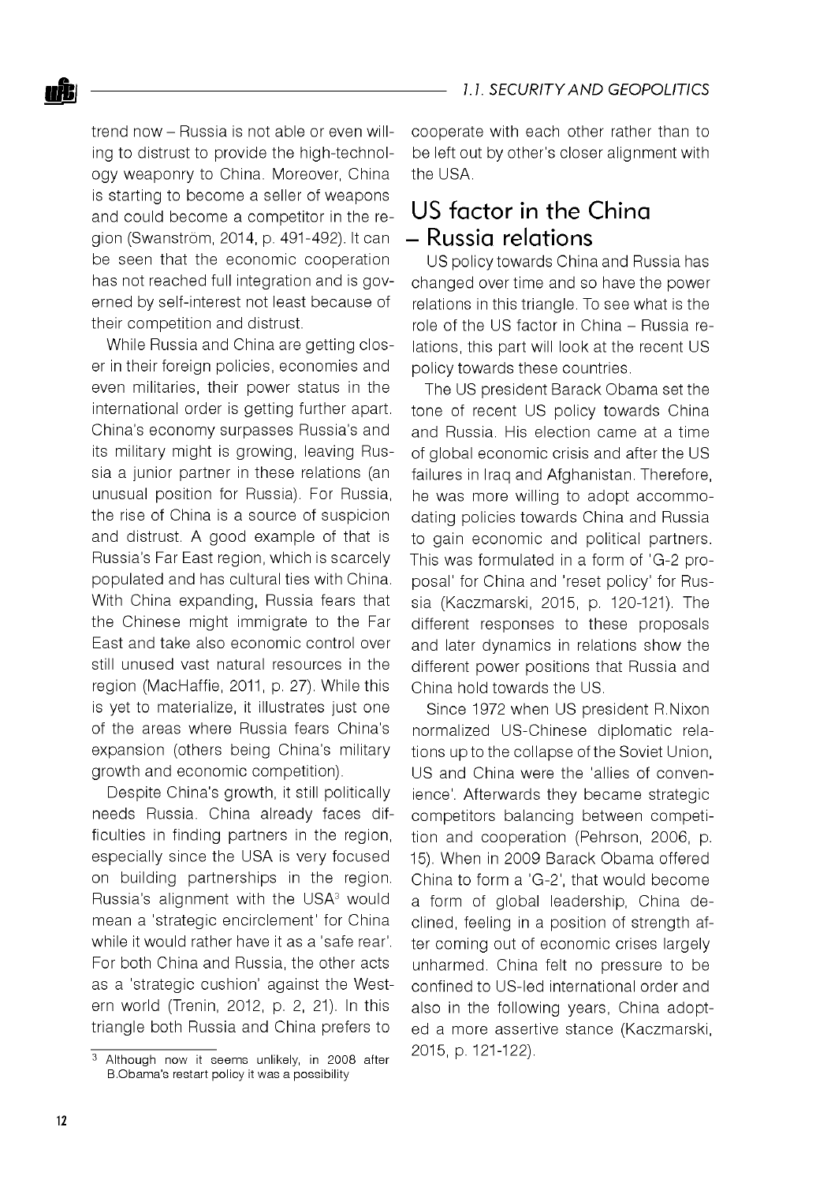trend now – Russia is not able or even willing to distrust to provide the high-technology weaponry to China. Moreover, China is starting to become a seller of weapons and could become a competitor in the region (Swanström, 2014, p. 491-492). It can be seen that the economic cooperation has not reached full integration and is governed by self-interest not least because of their competition and distrust.

While Russia and China are getting closer in their foreign policies, economies and even militaries, their power status in the international order is getting further apart. China's economy surpasses Russia's and its military might is growing, leaving Russia a junior partner in these relations (an unusual position for Russia). For Russia, the rise of China is a source of suspicion and distrust. A good example of that is Russia's Far East region, which is scarcely populated and has cultural ties with China. With China expanding, Russia fears that the Chinese might immigrate to the Far East and take also economic control over still unused vast natural resources in the region (MacHaffie, 2011, p. 27). While this is yet to materialize, it illustrates just one of the areas where Russia fears China's expansion (others being China's military growth and economic competition).

Despite China's growth, it still politically needs Russia. China already faces difficulties in finding partners in the region, especially since the USA is very focused on building partnerships in the region. Russia's alignment with the USA[3] would mean a 'strategic encirclement' for China while it would rather have it as a 'safe rear'. For both China and Russia, the other acts as a 'strategic cushion' against the Western world (Trenin, 2012, p. 2, 21). In this triangle both Russia and China prefers to cooperate with each other rather than to be left out by other's closer alignment with the USA.

## US factor in the China – Russia relations

US policy towards China and Russia has changed over time and so have the power relations in this triangle. To see what is the role of the US factor in China – Russia relations, this part will look at the recent US policy towards these countries.

The US president Barack Obama set the tone of recent US policy towards China and Russia. His election came at a time of global economic crisis and after the US failures in Iraq and Afghanistan. Therefore, he was more willing to adopt accommodating policies towards China and Russia to gain economic and political partners. This was formulated in a form of 'G-2 proposal' for China and 'reset policy' for Russia (Kaczmarski, 2015, p. 120-121). The different responses to these proposals and later dynamics in relations show the different power positions that Russia and China hold towards the US.

Since 1972 when US president R.Nixon normalized US-Chinese diplomatic relations up to the collapse of the Soviet Union, US and China were the 'allies of convenience'. Afterwards they became strategic competitors balancing between competition and cooperation (Pehrson, 2006, p. 15). When in 2009 Barack Obama offered China to form a 'G-2', that would become a form of global leadership, China declined, feeling in a position of strength after coming out of economic crises largely unharmed. China felt no pressure to be confined to US-led international order and also in the following years, China adopted a more assertive stance (Kaczmarski, 2015, p. 121-122).

[3] Although now it seems unlikely, in 2008 after B.Obama's restart policy it was a possibility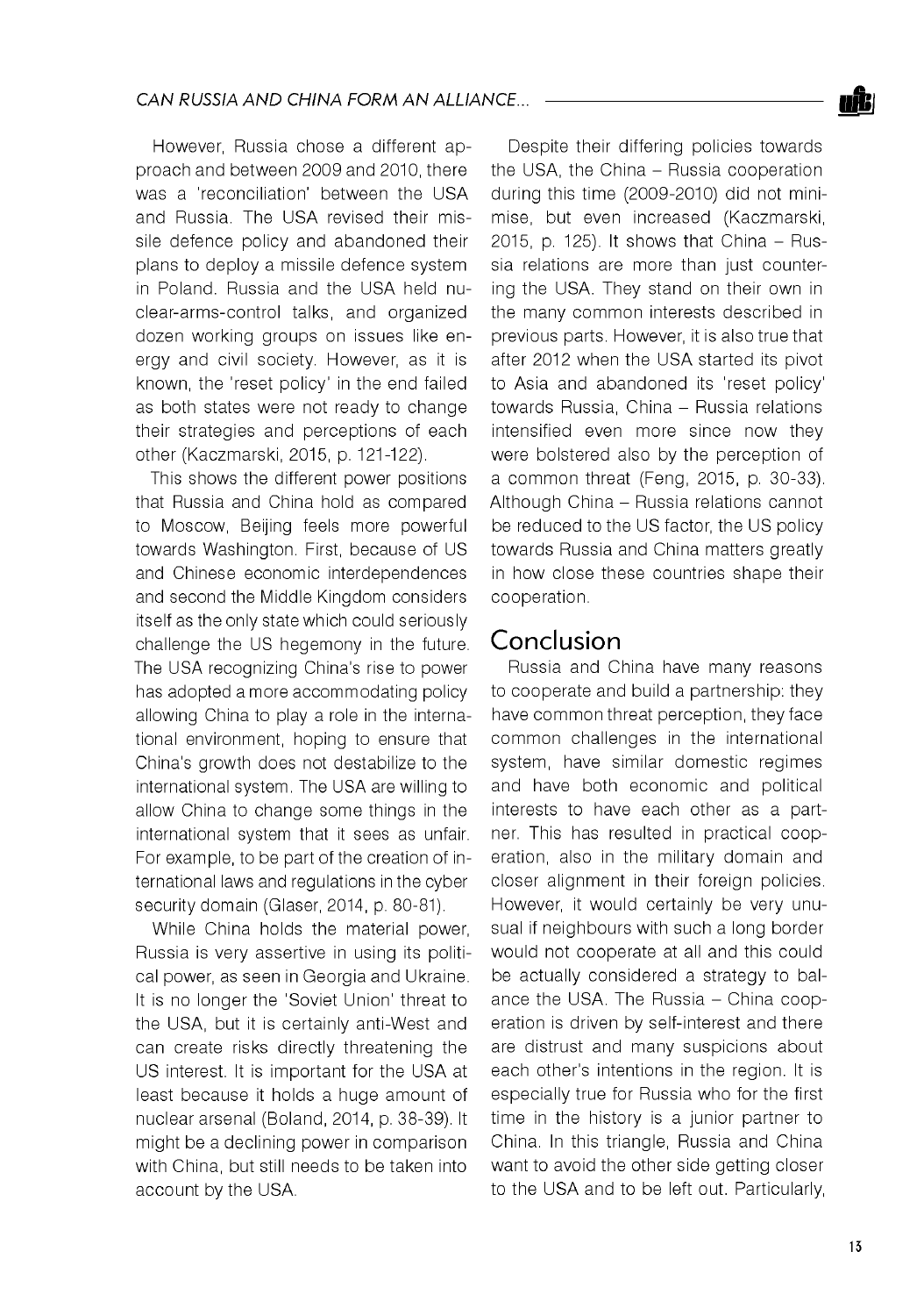However, Russia chose a different approach and between 2009 and 2010, there was a 'reconciliation' between the USA and Russia. The USA revised their missile defence policy and abandoned their plans to deploy a missile defence system in Poland. Russia and the USA held nuclear-arms-control talks, and organized dozen working groups on issues like energy and civil society. However, as it is known, the 'reset policy' in the end failed as both states were not ready to change their strategies and perceptions of each other (Kaczmarski, 2015, p. 121-122).

This shows the different power positions that Russia and China hold as compared to Moscow, Beijing feels more powerful towards Washington. First, because of US and Chinese economic interdependences and second the Middle Kingdom considers itself as the only state which could seriously challenge the US hegemony in the future. The USA recognizing China's rise to power has adopted a more accommodating policy allowing China to play a role in the international environment, hoping to ensure that China's growth does not destabilize to the international system. The USA are willing to allow China to change some things in the international system that it sees as unfair. For example, to be part of the creation of international laws and regulations in the cyber security domain (Glaser, 2014, p. 80-81).

While China holds the material power, Russia is very assertive in using its political power, as seen in Georgia and Ukraine. It is no longer the 'Soviet Union' threat to the USA, but it is certainly anti-West and can create risks directly threatening the US interest. It is important for the USA at least because it holds a huge amount of nuclear arsenal (Boland, 2014, p. 38-39). It might be a declining power in comparison with China, but still needs to be taken into account by the USA.

Despite their differing policies towards the USA, the China – Russia cooperation during this time (2009-2010) did not minimise, but even increased (Kaczmarski, 2015, p. 125). It shows that China – Russia relations are more than just countering the USA. They stand on their own in the many common interests described in previous parts. However, it is also true that after 2012 when the USA started its pivot to Asia and abandoned its 'reset policy' towards Russia, China – Russia relations intensified even more since now they were bolstered also by the perception of a common threat (Feng, 2015, p. 30-33). Although China – Russia relations cannot be reduced to the US factor, the US policy towards Russia and China matters greatly in how close these countries shape their cooperation.

## Conclusion

Russia and China have many reasons to cooperate and build a partnership: they have common threat perception, they face common challenges in the international system, have similar domestic regimes and have both economic and political interests to have each other as a partner. This has resulted in practical cooperation, also in the military domain and closer alignment in their foreign policies. However, it would certainly be very unusual if neighbours with such a long border would not cooperate at all and this could be actually considered a strategy to balance the USA. The Russia – China cooperation is driven by self-interest and there are distrust and many suspicions about each other's intentions in the region. It is especially true for Russia who for the first time in the history is a junior partner to China. In this triangle, Russia and China want to avoid the other side getting closer to the USA and to be left out. Particularly,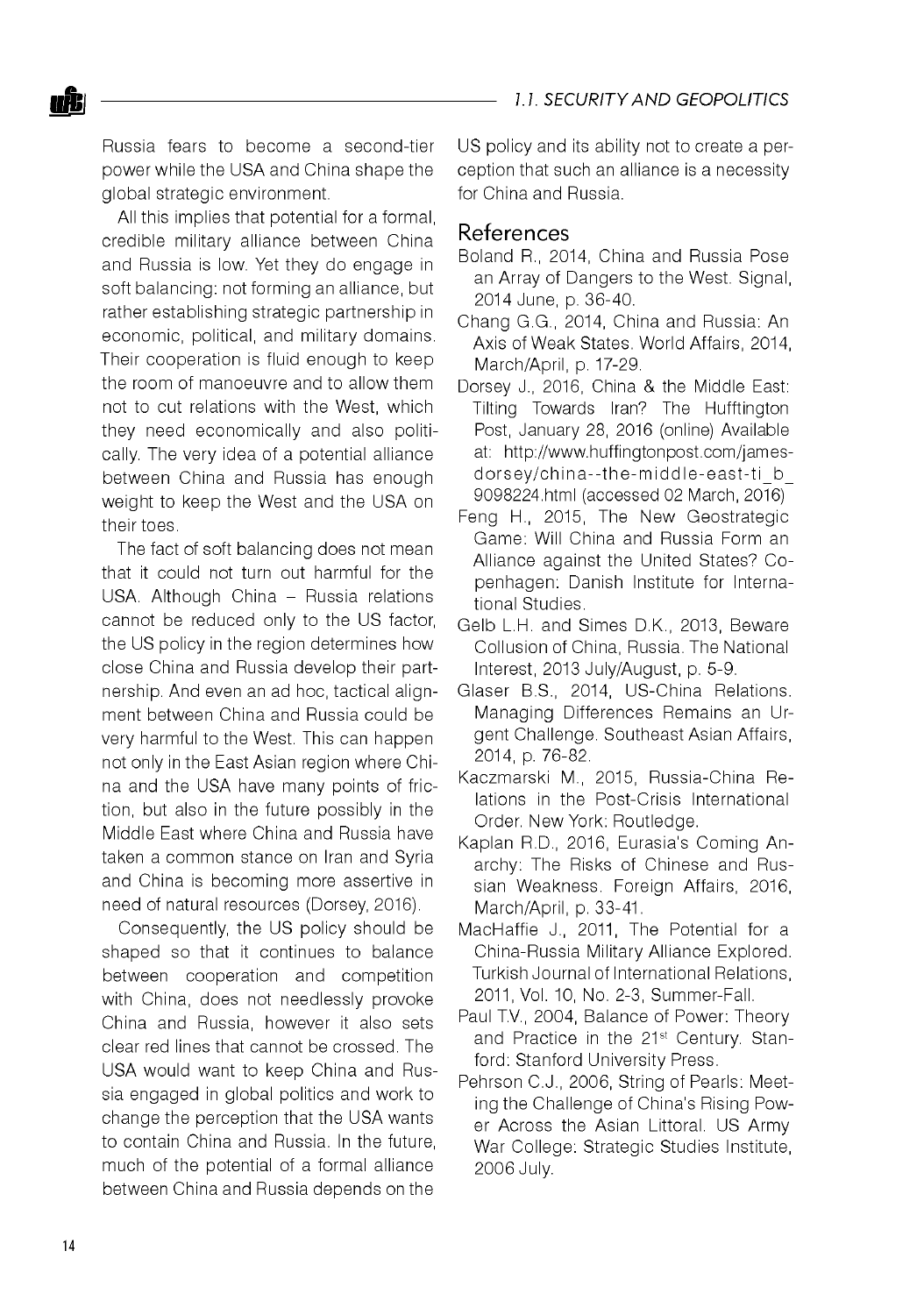Russia fears to become a second-tier power while the USA and China shape the global strategic environment.

All this implies that potential for a formal, credible military alliance between China and Russia is low. Yet they do engage in soft balancing: not forming an alliance, but rather establishing strategic partnership in economic, political, and military domains. Their cooperation is fluid enough to keep the room of manoeuvre and to allow them not to cut relations with the West, which they need economically and also politically. The very idea of a potential alliance between China and Russia has enough weight to keep the West and the USA on their toes.

The fact of soft balancing does not mean that it could not turn out harmful for the USA. Although China – Russia relations cannot be reduced only to the US factor, the US policy in the region determines how close China and Russia develop their partnership. And even an ad hoc, tactical alignment between China and Russia could be very harmful to the West. This can happen not only in the East Asian region where China and the USA have many points of friction, but also in the future possibly in the Middle East where China and Russia have taken a common stance on Iran and Syria and China is becoming more assertive in need of natural resources (Dorsey, 2016).

Consequently, the US policy should be shaped so that it continues to balance between cooperation and competition with China, does not needlessly provoke China and Russia, however it also sets clear red lines that cannot be crossed. The USA would want to keep China and Russia engaged in global politics and work to change the perception that the USA wants to contain China and Russia. In the future, much of the potential of a formal alliance between China and Russia depends on the US policy and its ability not to create a perception that such an alliance is a necessity for China and Russia.

## References

Boland R., 2014, China and Russia Pose an Array of Dangers to the West. Signal, 2014 June, p. 36-40.

Chang G.G., 2014, China and Russia: An Axis of Weak States. World Affairs, 2014, March/April, p. 17-29.

Dorsey J., 2016, China & the Middle East: Tilting Towards Iran? The Hufftington Post, January 28, 2016 (online) Available at: http://www.huffingtonpost.com/james-dorsey/china--the-middle-east-ti_b_9098224.html (accessed 02 March, 2016)

Feng H., 2015, The New Geostrategic Game: Will China and Russia Form an Alliance against the United States? Copenhagen: Danish Institute for International Studies.

Gelb L.H. and Simes D.K., 2013, Beware Collusion of China, Russia. The National Interest, 2013 July/August, p. 5-9.

Glaser B.S., 2014, US-China Relations. Managing Differences Remains an Urgent Challenge. Southeast Asian Affairs, 2014, p. 76-82.

Kaczmarski M., 2015, Russia-China Relations in the Post-Crisis International Order. New York: Routledge.

Kaplan R.D., 2016, Eurasia's Coming Anarchy: The Risks of Chinese and Russian Weakness. Foreign Affairs, 2016, March/April, p. 33-41.

MacHaffie J., 2011, The Potential for a China-Russia Military Alliance Explored. Turkish Journal of International Relations, 2011, Vol. 10, No. 2-3, Summer-Fall.

Paul T.V., 2004, Balance of Power: Theory and Practice in the 21st Century. Stanford: Stanford University Press.

Pehrson C.J., 2006, String of Pearls: Meeting the Challenge of China's Rising Power Across the Asian Littoral. US Army War College: Strategic Studies Institute, 2006 July.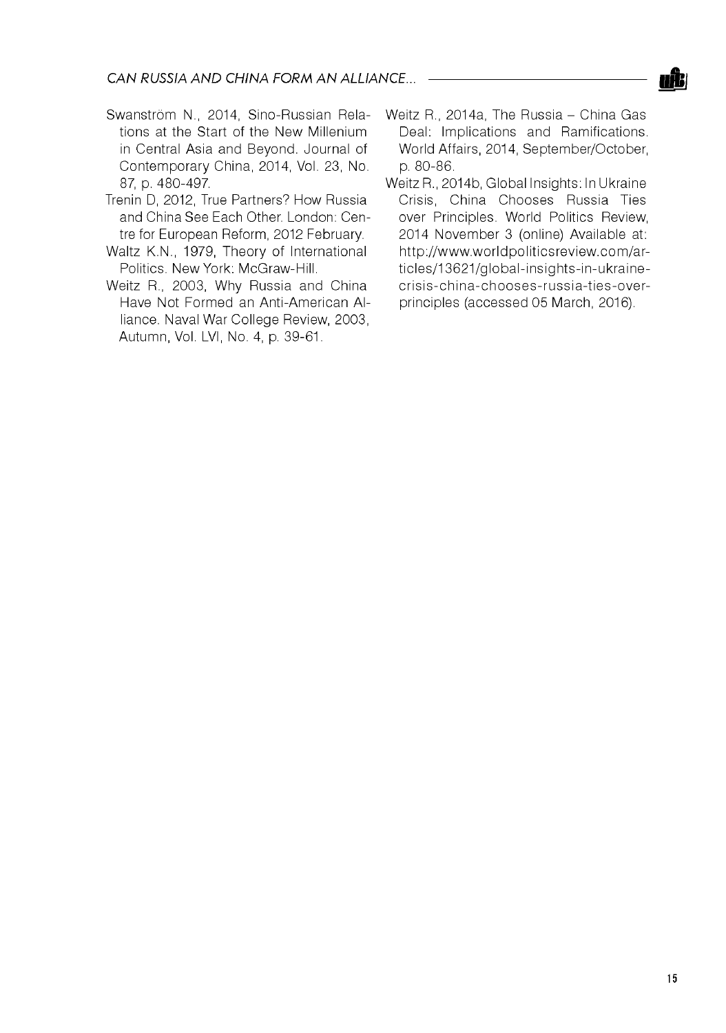Swanström N., 2014, Sino-Russian Relations at the Start of the New Millenium in Central Asia and Beyond. Journal of Contemporary China, 2014, Vol. 23, No. 87, p. 480-497.

Trenin D, 2012, True Partners? How Russia and China See Each Other. London: Centre for European Reform, 2012 February.

Waltz K.N., 1979, Theory of International Politics. New York: McGraw-Hill.

Weitz R., 2003, Why Russia and China Have Not Formed an Anti-American Alliance. Naval War College Review, 2003, Autumn, Vol. LVI, No. 4, p. 39-61.

Weitz R., 2014a, The Russia – China Gas Deal: Implications and Ramifications. World Affairs, 2014, September/October, p. 80-86.

Weitz R., 2014b, Global Insights: In Ukraine Crisis, China Chooses Russia Ties over Principles. World Politics Review, 2014 November 3 (online) Available at: http://www.worldpoliticsreview.com/articles/13621/global-insights-in-ukraine-crisis-china-chooses-russia-ties-over-principles (accessed 05 March, 2016).